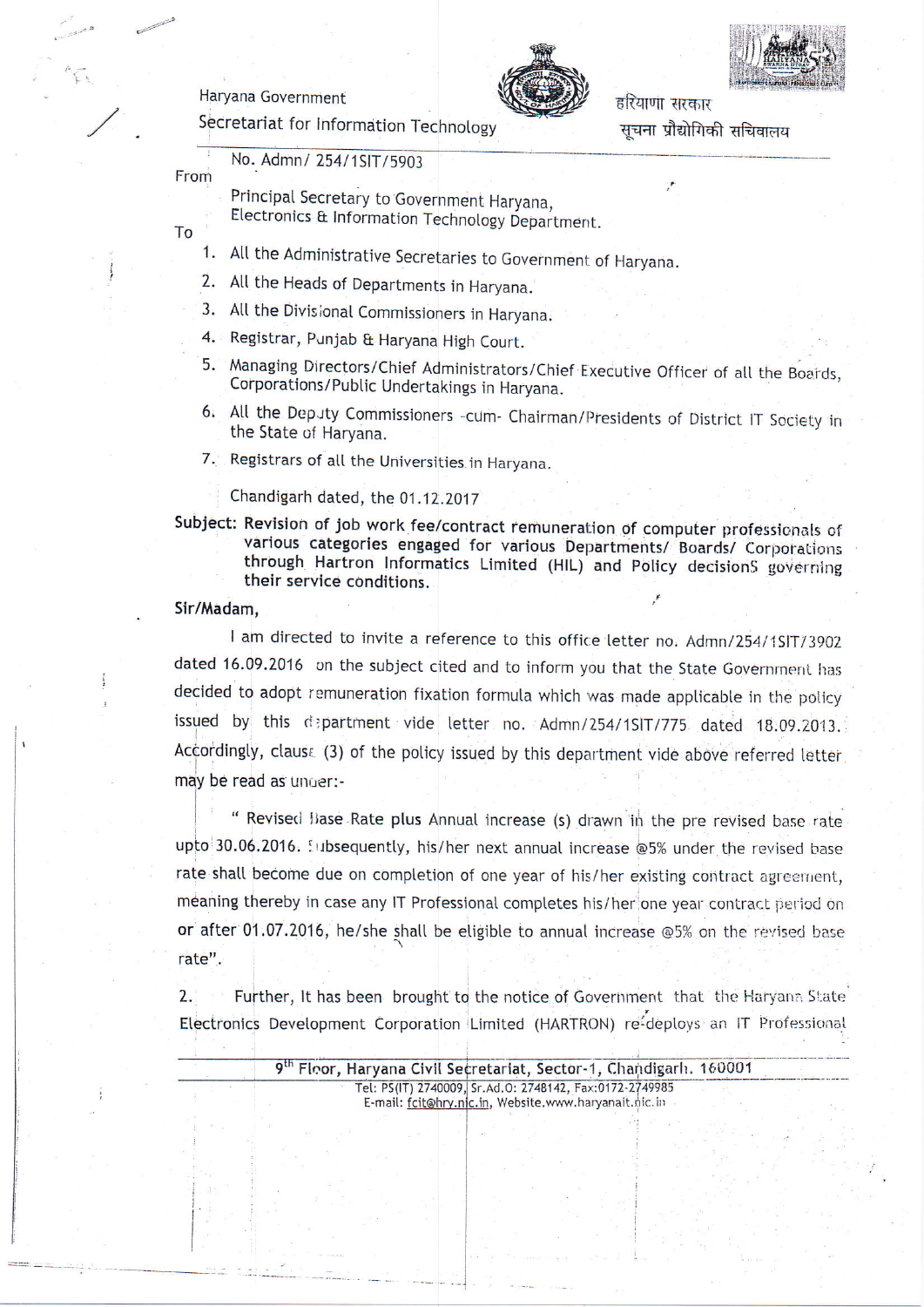Haryana Government
Secretariat for Information Technology

हरियाणा सरकार
सूचना प्रौद्योगिकी सचिवालय

No. Admn/ 254/1SIT/5903

From

Principal Secretary to Government Haryana,
Electronics & Information Technology Department.

To

1. All the Administrative Secretaries to Government of Haryana.
2. All the Heads of Departments in Haryana.
3. All the Divisional Commissioners in Haryana.
4. Registrar, Punjab & Haryana High Court.
5. Managing Directors/Chief Administrators/Chief Executive Officer of all the Boards, Corporations/Public Undertakings in Haryana.
6. All the Deputy Commissioners -cum- Chairman/Presidents of District IT Society in the State of Haryana.
7. Registrars of all the Universities in Haryana.

Chandigarh dated, the 01.12.2017

**Subject: Revision of job work fee/contract remuneration of computer professionals of various categories engaged for various Departments/ Boards/ Corporations through Hartron Informatics Limited (HIL) and Policy decisions governing their service conditions.**

**Sir/Madam,**

I am directed to invite a reference to this office letter no. Admn/254/1SIT/3902 dated 16.09.2016 on the subject cited and to inform you that the State Government has decided to adopt remuneration fixation formula which was made applicable in the policy issued by this department vide letter no. Admn/254/1SIT/775 dated 18.09.2013. Accordingly, clause (3) of the policy issued by this department vide above referred letter may be read as under:-

" Revised Base Rate plus Annual increase (s) drawn in the pre revised base rate upto 30.06.2016. Subsequently, his/her next annual increase @5% under the revised base rate shall become due on completion of one year of his/her existing contract agreement, meaning thereby in case any IT Professional completes his/her one year contract period on or after 01.07.2016, he/she shall be eligible to annual increase @5% on the revised base rate".

2. Further, It has been brought to the notice of Government that the Haryana State Electronics Development Corporation Limited (HARTRON) re-deploys an IT Professional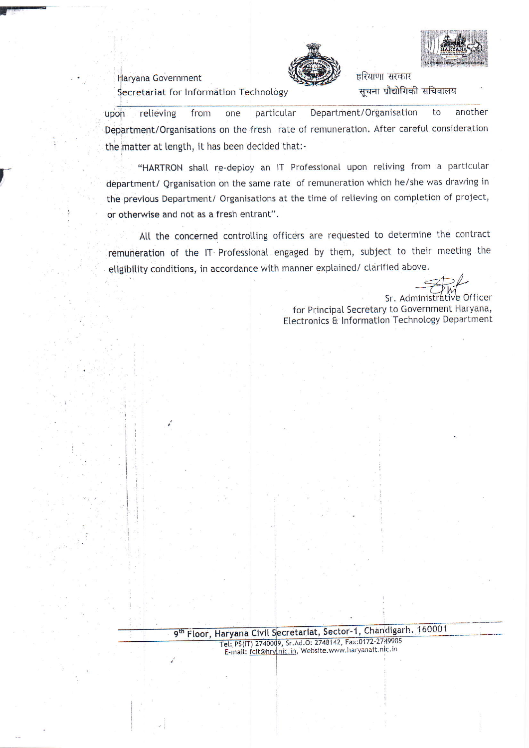Haryana Government
Secretariat for Information Technology

हरियाणा सरकार
सूचना प्रौद्योगिकी सचिवालय

upon relieving from one particular Department/Organisation to another Department/Organisations on the fresh rate of remuneration. After careful consideration the matter at length, it has been decided that:-

"HARTRON shall re-deploy an IT Professional upon reliving from a particular department/ Qrganisation on the same rate of remuneration which he/she was drawing in the previous Department/ Organisations at the time of relieving on completion of project, or otherwise and not as a fresh entrant".

All the concerned controlling officers are requested to determine the contract remuneration of the IT Professional engaged by them, subject to their meeting the eligibility conditions, in accordance with manner explained/ clarified above.

Sr. Administrative Officer
for Principal Secretary to Government Haryana,
Electronics & Information Technology Department

9th Floor, Haryana Civil Secretariat, Sector-1, Chandigarh. 160001
Tel: PS(IT) 2740009, Sr.Ad.O: 2748142, Fax:0172-2749985
E-mail: fcit@hry.nic.in, Website.www.haryanait.nic.in